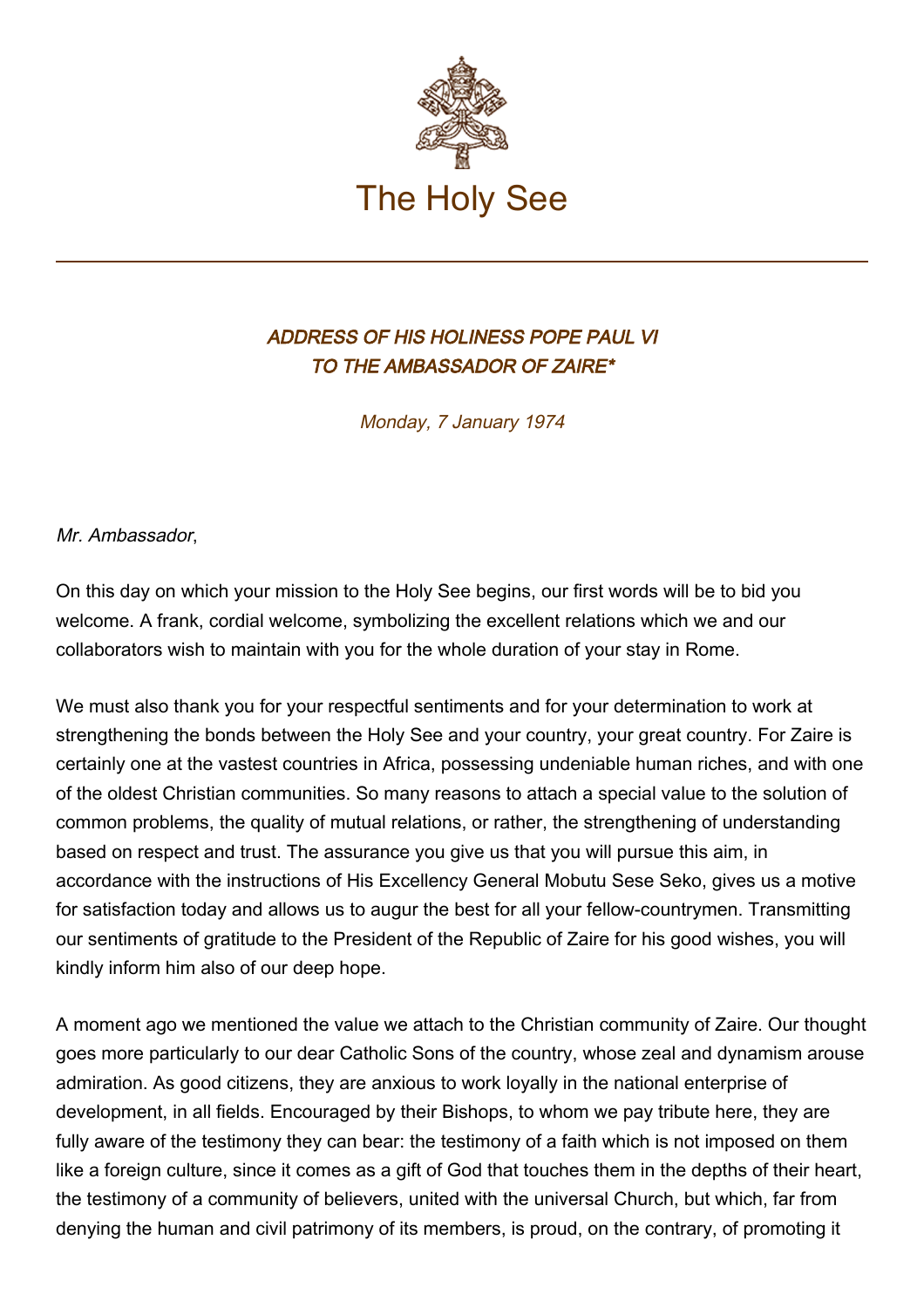The Holy See

## *ADDRESS OF HIS HOLINESS POPE PAUL VI TO THE AMBASSADOR OF ZAIRE**

*Monday, 7 January 1974*

*Mr. Ambassador*,

On this day on which your mission to the Holy See begins, our first words will be to bid you welcome. A frank, cordial welcome, symbolizing the excellent relations which we and our collaborators wish to maintain with you for the whole duration of your stay in Rome.

We must also thank you for your respectful sentiments and for your determination to work at strengthening the bonds between the Holy See and your country, your great country. For Zaire is certainly one at the vastest countries in Africa, possessing undeniable human riches, and with one of the oldest Christian communities. So many reasons to attach a special value to the solution of common problems, the quality of mutual relations, or rather, the strengthening of understanding based on respect and trust. The assurance you give us that you will pursue this aim, in accordance with the instructions of His Excellency General Mobutu Sese Seko, gives us a motive for satisfaction today and allows us to augur the best for all your fellow-countrymen. Transmitting our sentiments of gratitude to the President of the Republic of Zaire for his good wishes, you will kindly inform him also of our deep hope.

A moment ago we mentioned the value we attach to the Christian community of Zaire. Our thought goes more particularly to our dear Catholic Sons of the country, whose zeal and dynamism arouse admiration. As good citizens, they are anxious to work loyally in the national enterprise of development, in all fields. Encouraged by their Bishops, to whom we pay tribute here, they are fully aware of the testimony they can bear: the testimony of a faith which is not imposed on them like a foreign culture, since it comes as a gift of God that touches them in the depths of their heart, the testimony of a community of believers, united with the universal Church, but which, far from denying the human and civil patrimony of its members, is proud, on the contrary, of promoting it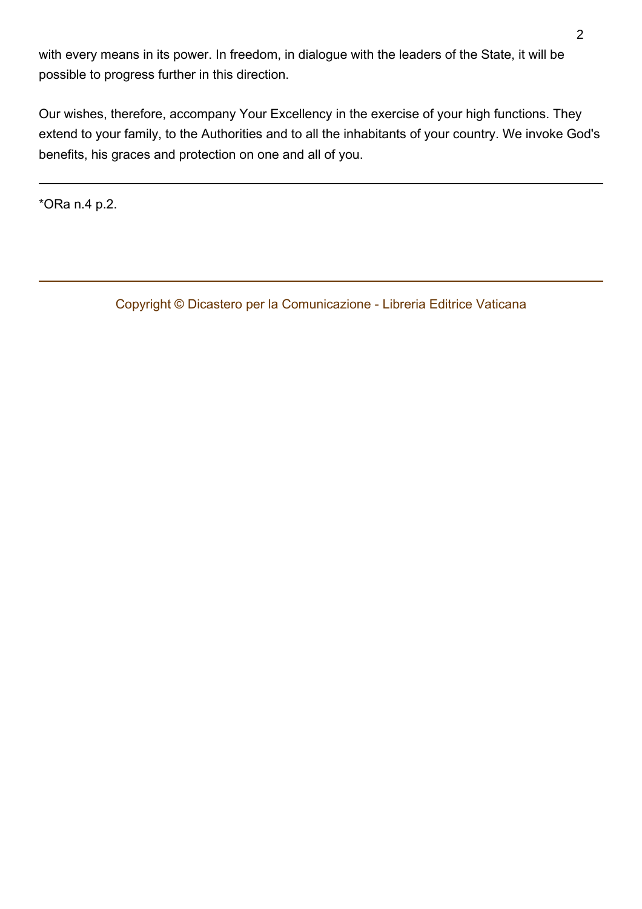with every means in its power. In freedom, in dialogue with the leaders of the State, it will be possible to progress further in this direction.

Our wishes, therefore, accompany Your Excellency in the exercise of your high functions. They extend to your family, to the Authorities and to all the inhabitants of your country. We invoke God's benefits, his graces and protection on one and all of you.

---

*ORa n.4 p.2.

---

Copyright © Dicastero per la Comunicazione - Libreria Editrice Vaticana